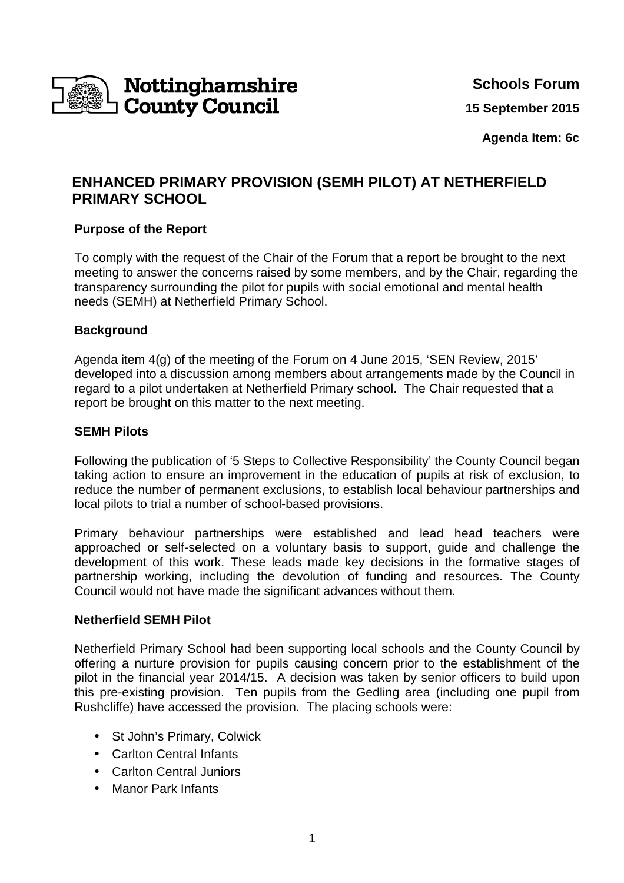Nottinghamshire County Council

**Schools Forum**

**15 September 2015**

**Agenda Item: 6c**

# ENHANCED PRIMARY PROVISION (SEMH PILOT) AT NETHERFIELD PRIMARY SCHOOL

## Purpose of the Report

To comply with the request of the Chair of the Forum that a report be brought to the next meeting to answer the concerns raised by some members, and by the Chair, regarding the transparency surrounding the pilot for pupils with social emotional and mental health needs (SEMH) at Netherfield Primary School.

## Background

Agenda item 4(g) of the meeting of the Forum on 4 June 2015, 'SEN Review, 2015' developed into a discussion among members about arrangements made by the Council in regard to a pilot undertaken at Netherfield Primary school. The Chair requested that a report be brought on this matter to the next meeting.

## SEMH Pilots

Following the publication of '5 Steps to Collective Responsibility' the County Council began taking action to ensure an improvement in the education of pupils at risk of exclusion, to reduce the number of permanent exclusions, to establish local behaviour partnerships and local pilots to trial a number of school-based provisions.

Primary behaviour partnerships were established and lead head teachers were approached or self-selected on a voluntary basis to support, guide and challenge the development of this work. These leads made key decisions in the formative stages of partnership working, including the devolution of funding and resources. The County Council would not have made the significant advances without them.

## Netherfield SEMH Pilot

Netherfield Primary School had been supporting local schools and the County Council by offering a nurture provision for pupils causing concern prior to the establishment of the pilot in the financial year 2014/15. A decision was taken by senior officers to build upon this pre-existing provision. Ten pupils from the Gedling area (including one pupil from Rushcliffe) have accessed the provision. The placing schools were:

- St John's Primary, Colwick
- Carlton Central Infants
- Carlton Central Juniors
- Manor Park Infants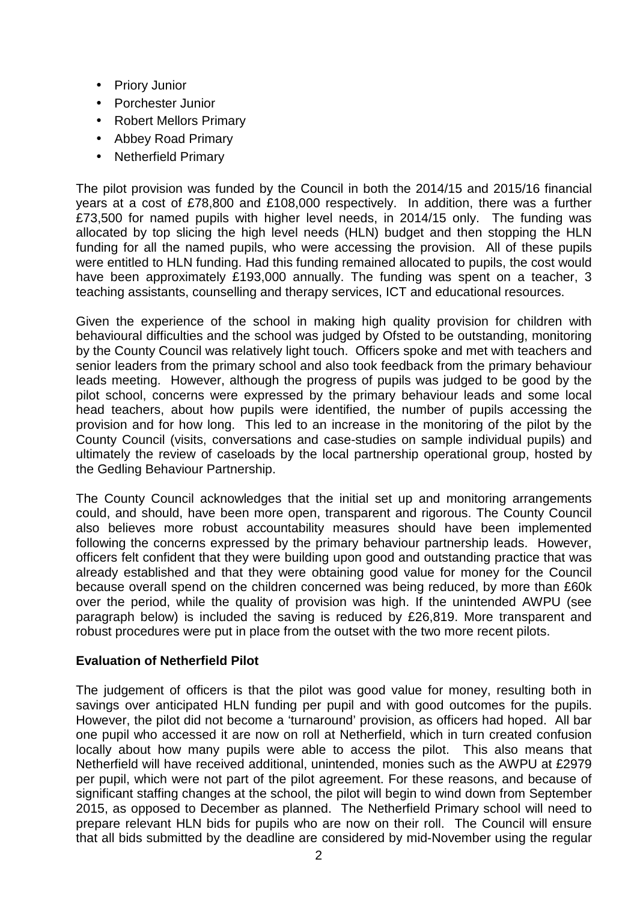- Priory Junior
- Porchester Junior
- Robert Mellors Primary
- Abbey Road Primary
- Netherfield Primary

The pilot provision was funded by the Council in both the 2014/15 and 2015/16 financial years at a cost of £78,800 and £108,000 respectively. In addition, there was a further £73,500 for named pupils with higher level needs, in 2014/15 only. The funding was allocated by top slicing the high level needs (HLN) budget and then stopping the HLN funding for all the named pupils, who were accessing the provision. All of these pupils were entitled to HLN funding. Had this funding remained allocated to pupils, the cost would have been approximately £193,000 annually. The funding was spent on a teacher, 3 teaching assistants, counselling and therapy services, ICT and educational resources.

Given the experience of the school in making high quality provision for children with behavioural difficulties and the school was judged by Ofsted to be outstanding, monitoring by the County Council was relatively light touch. Officers spoke and met with teachers and senior leaders from the primary school and also took feedback from the primary behaviour leads meeting. However, although the progress of pupils was judged to be good by the pilot school, concerns were expressed by the primary behaviour leads and some local head teachers, about how pupils were identified, the number of pupils accessing the provision and for how long. This led to an increase in the monitoring of the pilot by the County Council (visits, conversations and case-studies on sample individual pupils) and ultimately the review of caseloads by the local partnership operational group, hosted by the Gedling Behaviour Partnership.

The County Council acknowledges that the initial set up and monitoring arrangements could, and should, have been more open, transparent and rigorous. The County Council also believes more robust accountability measures should have been implemented following the concerns expressed by the primary behaviour partnership leads. However, officers felt confident that they were building upon good and outstanding practice that was already established and that they were obtaining good value for money for the Council because overall spend on the children concerned was being reduced, by more than £60k over the period, while the quality of provision was high. If the unintended AWPU (see paragraph below) is included the saving is reduced by £26,819. More transparent and robust procedures were put in place from the outset with the two more recent pilots.

**Evaluation of Netherfield Pilot**

The judgement of officers is that the pilot was good value for money, resulting both in savings over anticipated HLN funding per pupil and with good outcomes for the pupils. However, the pilot did not become a 'turnaround' provision, as officers had hoped. All bar one pupil who accessed it are now on roll at Netherfield, which in turn created confusion locally about how many pupils were able to access the pilot. This also means that Netherfield will have received additional, unintended, monies such as the AWPU at £2979 per pupil, which were not part of the pilot agreement. For these reasons, and because of significant staffing changes at the school, the pilot will begin to wind down from September 2015, as opposed to December as planned. The Netherfield Primary school will need to prepare relevant HLN bids for pupils who are now on their roll. The Council will ensure that all bids submitted by the deadline are considered by mid-November using the regular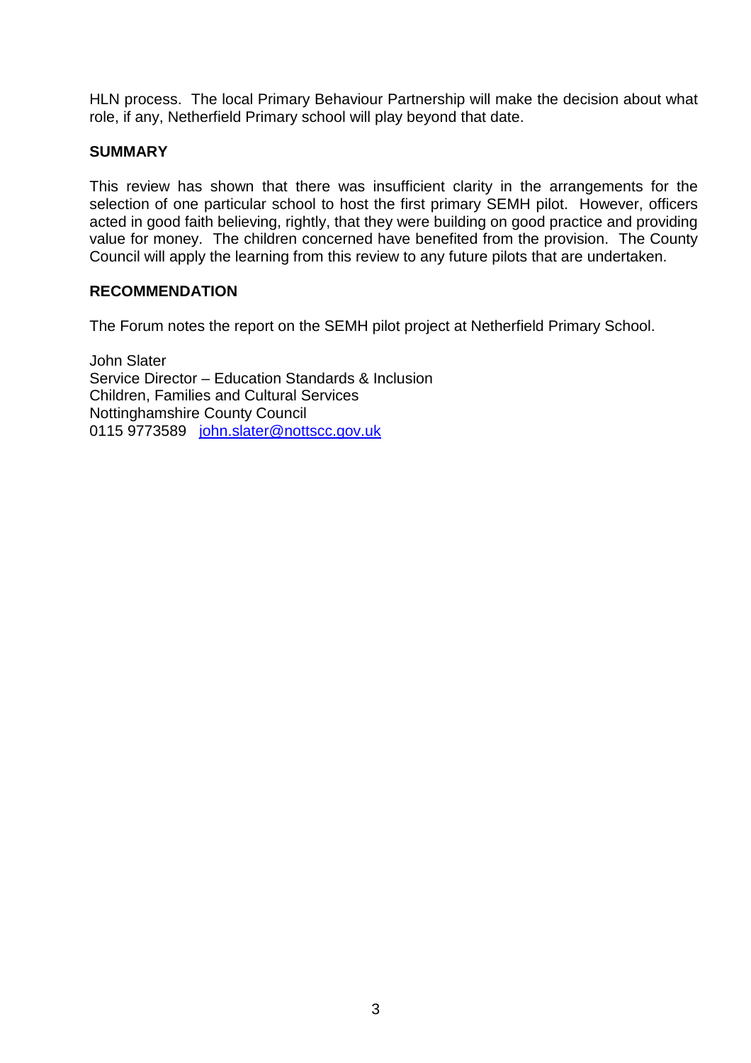HLN process. The local Primary Behaviour Partnership will make the decision about what role, if any, Netherfield Primary school will play beyond that date.

**SUMMARY**

This review has shown that there was insufficient clarity in the arrangements for the selection of one particular school to host the first primary SEMH pilot. However, officers acted in good faith believing, rightly, that they were building on good practice and providing value for money. The children concerned have benefited from the provision. The County Council will apply the learning from this review to any future pilots that are undertaken.

**RECOMMENDATION**

The Forum notes the report on the SEMH pilot project at Netherfield Primary School.

John Slater
Service Director – Education Standards & Inclusion
Children, Families and Cultural Services
Nottinghamshire County Council
0115 9773589 john.slater@nottscc.gov.uk